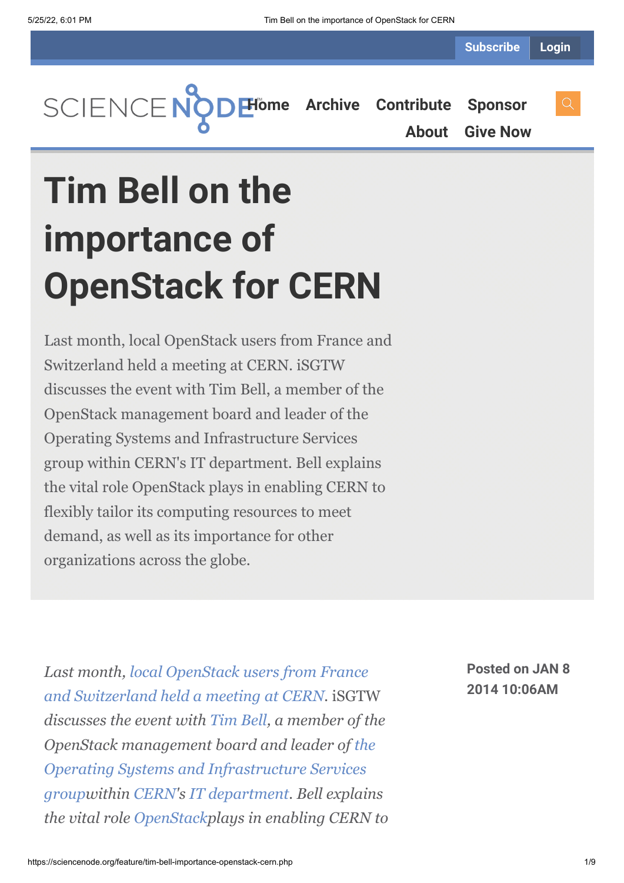Subscribe Login

SCIENCE NODE™ Home Archive Contribute Sponsor About Give Now

# Tim Bell on the importance of OpenStack for CERN

Last month, local OpenStack users from France and Switzerland held a meeting at CERN. iSGTW discusses the event with Tim Bell, a member of the OpenStack management board and leader of the Operating Systems and Infrastructure Services group within CERN's IT department. Bell explains the vital role OpenStack plays in enabling CERN to flexibly tailor its computing resources to meet demand, as well as its importance for other organizations across the globe.

**Posted on JAN 8 2014 10:06AM**

*Last month, local OpenStack users from France and Switzerland held a meeting at CERN.* iSGTW *discusses the event with Tim Bell, a member of the OpenStack management board and leader of the Operating Systems and Infrastructure Services groupwithin CERN's IT department. Bell explains the vital role OpenStackplays in enabling CERN to*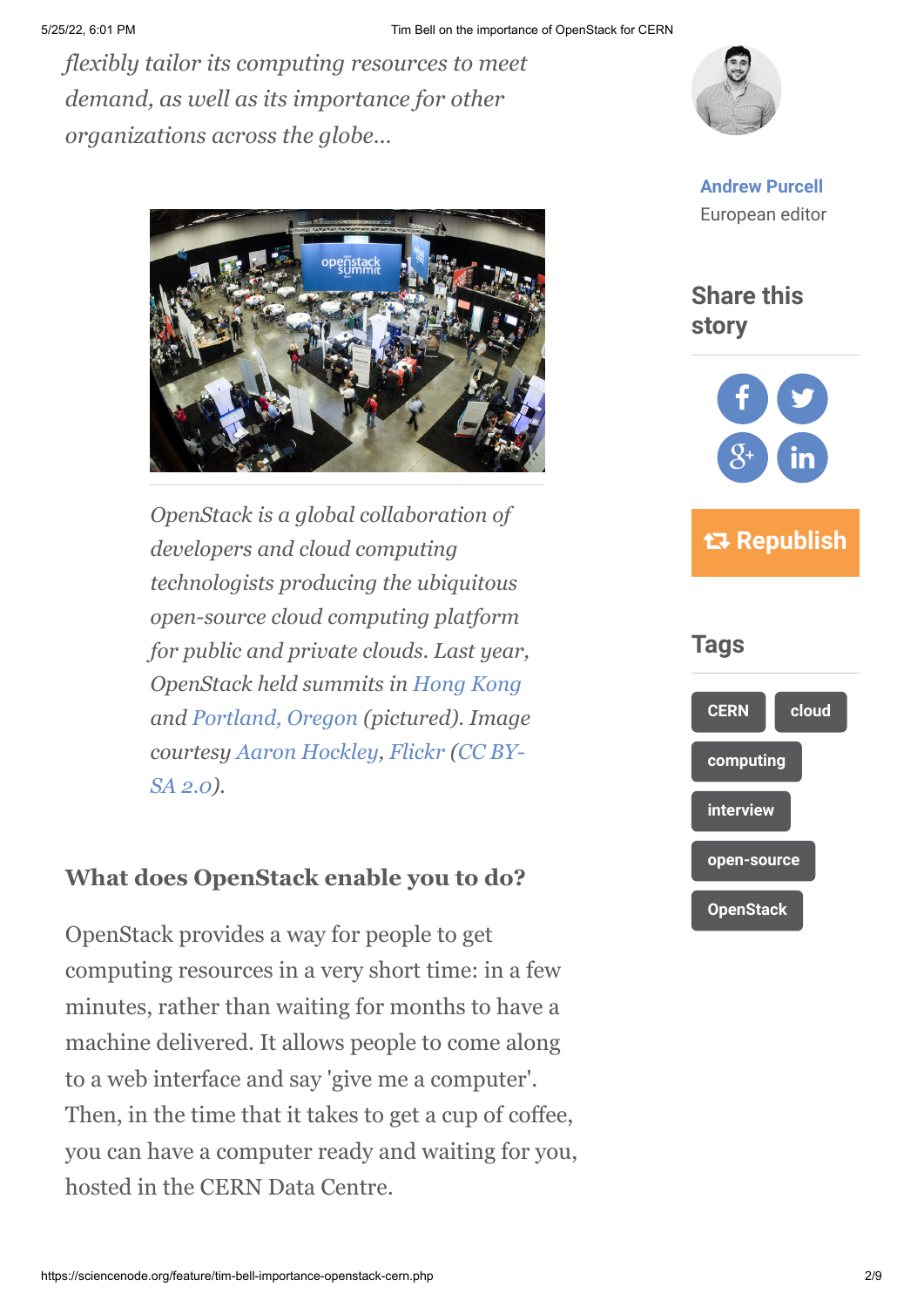*flexibly tailor its computing resources to meet demand, as well as its importance for other organizations across the globe…*

*OpenStack is a global collaboration of developers and cloud computing technologists producing the ubiquitous open-source cloud computing platform for public and private clouds. Last year, OpenStack held summits in Hong Kong and Portland, Oregon (pictured). Image courtesy Aaron Hockley, Flickr (CC BY-SA 2.0).*

### What does OpenStack enable you to do?

OpenStack provides a way for people to get computing resources in a very short time: in a few minutes, rather than waiting for months to have a machine delivered. It allows people to come along to a web interface and say 'give me a computer'. Then, in the time that it takes to get a cup of coffee, you can have a computer ready and waiting for you, hosted in the CERN Data Centre.

**Andrew Purcell**
European editor

## Share this story

Republish

## Tags

CERN
cloud
computing
interview
open-source
OpenStack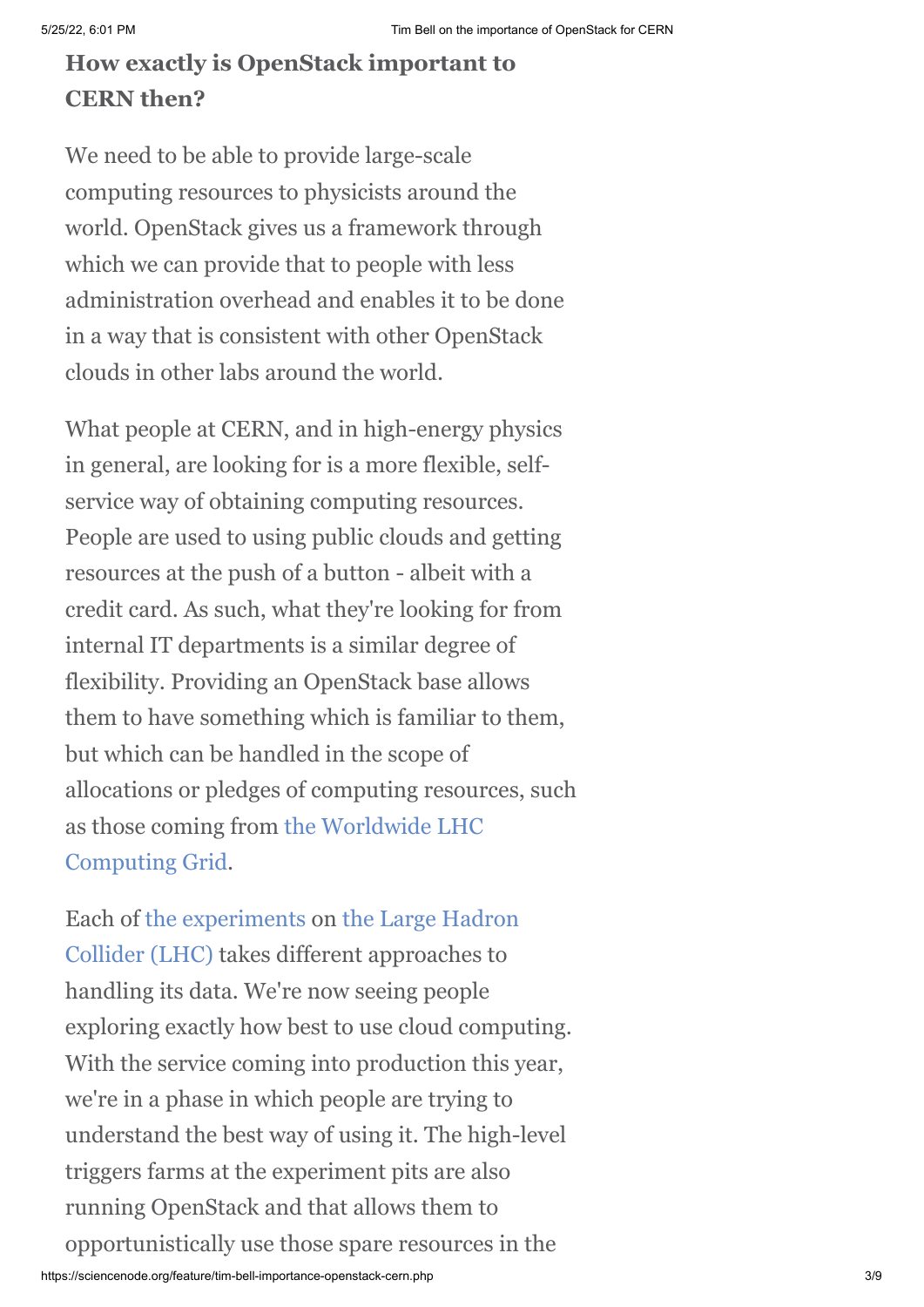### How exactly is OpenStack important to CERN then?

We need to be able to provide large-scale computing resources to physicists around the world. OpenStack gives us a framework through which we can provide that to people with less administration overhead and enables it to be done in a way that is consistent with other OpenStack clouds in other labs around the world.

What people at CERN, and in high-energy physics in general, are looking for is a more flexible, self-service way of obtaining computing resources. People are used to using public clouds and getting resources at the push of a button - albeit with a credit card. As such, what they're looking for from internal IT departments is a similar degree of flexibility. Providing an OpenStack base allows them to have something which is familiar to them, but which can be handled in the scope of allocations or pledges of computing resources, such as those coming from the Worldwide LHC Computing Grid.

Each of the experiments on the Large Hadron Collider (LHC) takes different approaches to handling its data. We're now seeing people exploring exactly how best to use cloud computing. With the service coming into production this year, we're in a phase in which people are trying to understand the best way of using it. The high-level triggers farms at the experiment pits are also running OpenStack and that allows them to opportunistically use those spare resources in the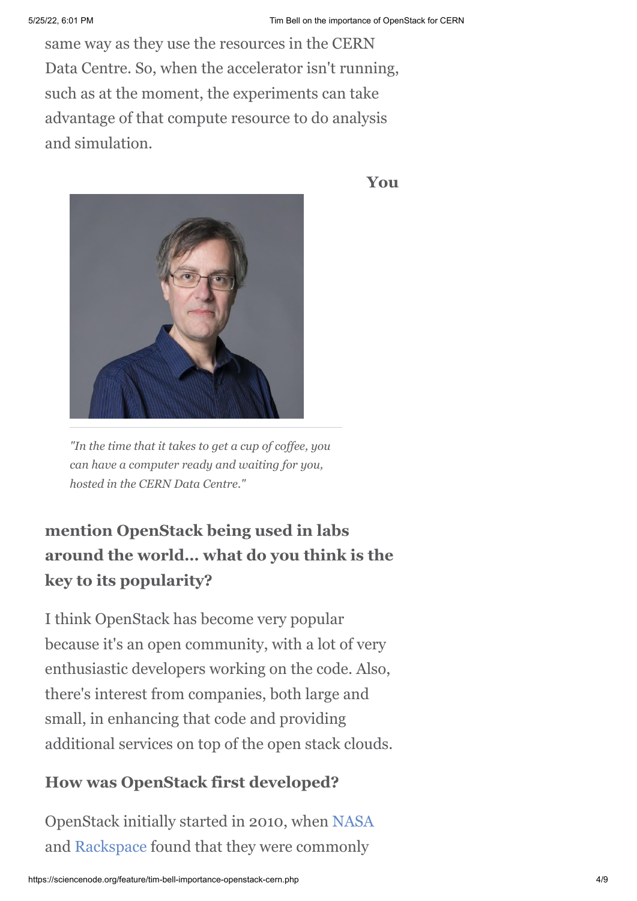same way as they use the resources in the CERN Data Centre. So, when the accelerator isn't running, such as at the moment, the experiments can take advantage of that compute resource to do analysis and simulation.

*"In the time that it takes to get a cup of coffee, you can have a computer ready and waiting for you, hosted in the CERN Data Centre."*

### You mention OpenStack being used in labs around the world... what do you think is the key to its popularity?

I think OpenStack has become very popular because it's an open community, with a lot of very enthusiastic developers working on the code. Also, there's interest from companies, both large and small, in enhancing that code and providing additional services on top of the open stack clouds.

### How was OpenStack first developed?

OpenStack initially started in 2010, when NASA and Rackspace found that they were commonly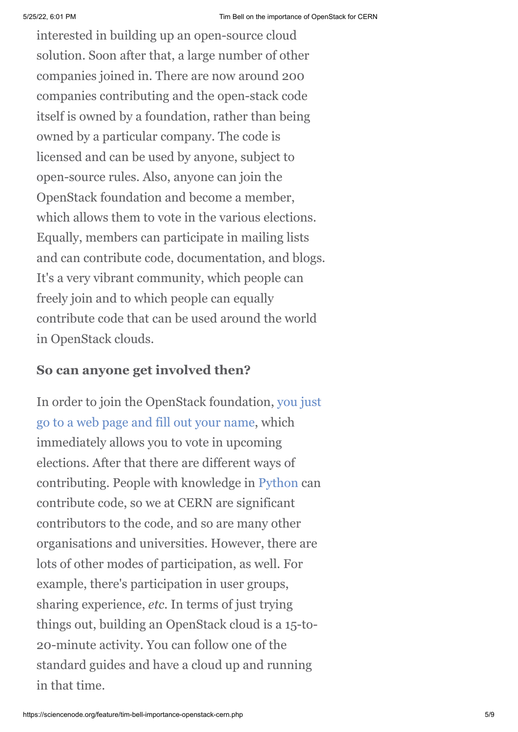interested in building up an open-source cloud solution. Soon after that, a large number of other companies joined in. There are now around 200 companies contributing and the open-stack code itself is owned by a foundation, rather than being owned by a particular company. The code is licensed and can be used by anyone, subject to open-source rules. Also, anyone can join the OpenStack foundation and become a member, which allows them to vote in the various elections. Equally, members can participate in mailing lists and can contribute code, documentation, and blogs. It's a very vibrant community, which people can freely join and to which people can equally contribute code that can be used around the world in OpenStack clouds.

**So can anyone get involved then?**

In order to join the OpenStack foundation, you just go to a web page and fill out your name, which immediately allows you to vote in upcoming elections. After that there are different ways of contributing. People with knowledge in Python can contribute code, so we at CERN are significant contributors to the code, and so are many other organisations and universities. However, there are lots of other modes of participation, as well. For example, there's participation in user groups, sharing experience, *etc*. In terms of just trying things out, building an OpenStack cloud is a 15-to-20-minute activity. You can follow one of the standard guides and have a cloud up and running in that time.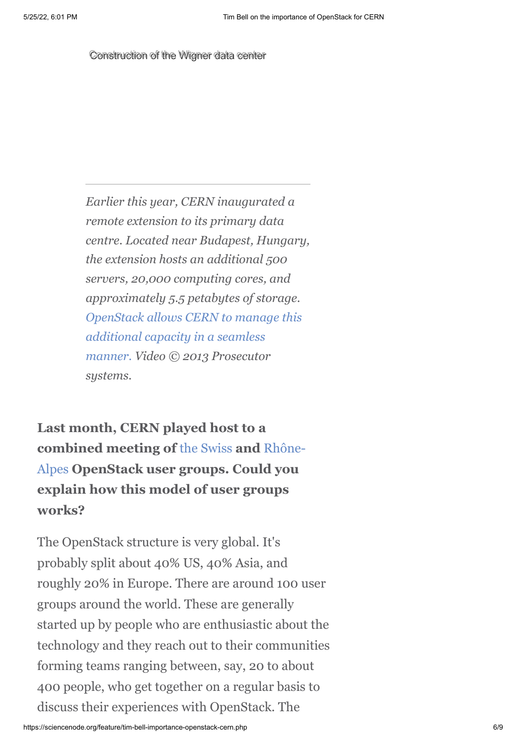Construction of the Wigner data center

---

*Earlier this year, CERN inaugurated a remote extension to its primary data centre. Located near Budapest, Hungary, the extension hosts an additional 500 servers, 20,000 computing cores, and approximately 5.5 petabytes of storage. OpenStack allows CERN to manage this additional capacity in a seamless manner. Video © 2013 Prosecutor systems.*

**Last month, CERN played host to a combined meeting of the Swiss and Rhône-Alpes OpenStack user groups. Could you explain how this model of user groups works?**

The OpenStack structure is very global. It's probably split about 40% US, 40% Asia, and roughly 20% in Europe. There are around 100 user groups around the world. These are generally started up by people who are enthusiastic about the technology and they reach out to their communities forming teams ranging between, say, 20 to about 400 people, who get together on a regular basis to discuss their experiences with OpenStack. The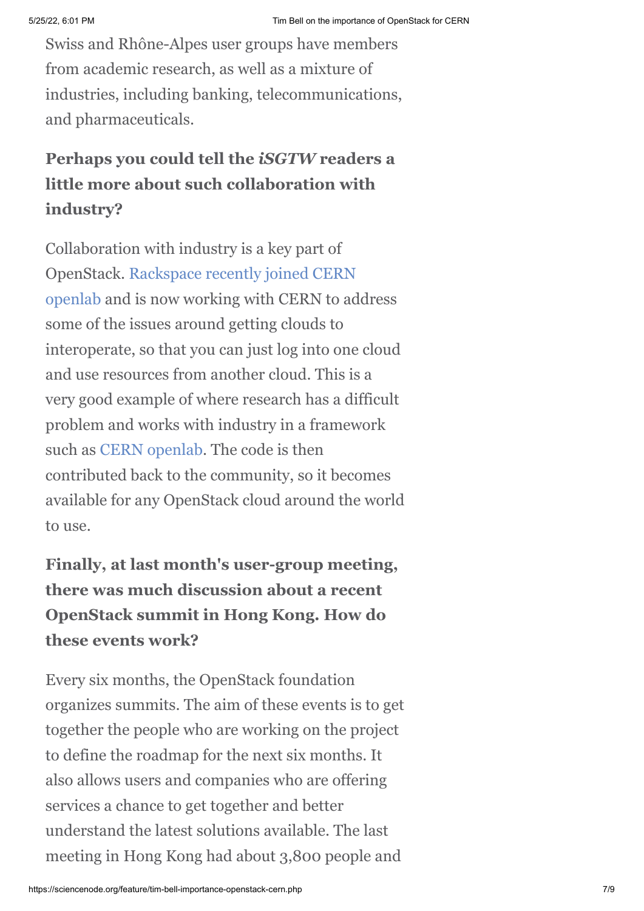Swiss and Rhône-Alpes user groups have members from academic research, as well as a mixture of industries, including banking, telecommunications, and pharmaceuticals.

**Perhaps you could tell the *iSGTW* readers a little more about such collaboration with industry?**

Collaboration with industry is a key part of OpenStack. Rackspace recently joined CERN openlab and is now working with CERN to address some of the issues around getting clouds to interoperate, so that you can just log into one cloud and use resources from another cloud. This is a very good example of where research has a difficult problem and works with industry in a framework such as CERN openlab. The code is then contributed back to the community, so it becomes available for any OpenStack cloud around the world to use.

**Finally, at last month's user-group meeting, there was much discussion about a recent OpenStack summit in Hong Kong. How do these events work?**

Every six months, the OpenStack foundation organizes summits. The aim of these events is to get together the people who are working on the project to define the roadmap for the next six months. It also allows users and companies who are offering services a chance to get together and better understand the latest solutions available. The last meeting in Hong Kong had about 3,800 people and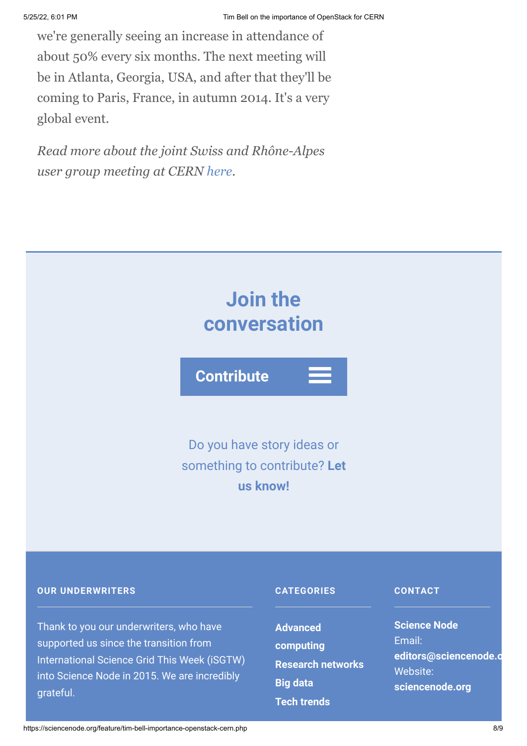we're generally seeing an increase in attendance of about 50% every six months. The next meeting will be in Atlanta, Georgia, USA, and after that they'll be coming to Paris, France, in autumn 2014. It's a very global event.

*Read more about the joint Swiss and Rhône-Alpes user group meeting at CERN here.*

## Join the conversation

**Contribute**

Do you have story ideas or something to contribute? **Let us know!**

**OUR UNDERWRITERS**

Thank to you our underwriters, who have supported us since the transition from International Science Grid This Week (iSGTW) into Science Node in 2015. We are incredibly grateful.

**CATEGORIES**

- **Advanced computing**
- **Research networks**
- **Big data**
- **Tech trends**

**CONTACT**

**Science Node**
Email: **editors@sciencenode.o**
Website: **sciencenode.org**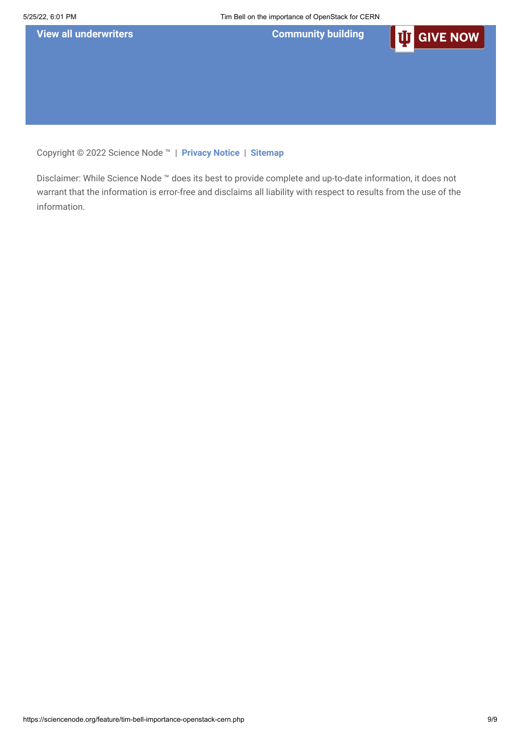**View all underwriters** **Community building** **GIVE NOW**

Copyright © 2022 Science Node ™ | **Privacy Notice** | **Sitemap**

Disclaimer: While Science Node ™ does its best to provide complete and up-to-date information, it does not warrant that the information is error-free and disclaims all liability with respect to results from the use of the information.